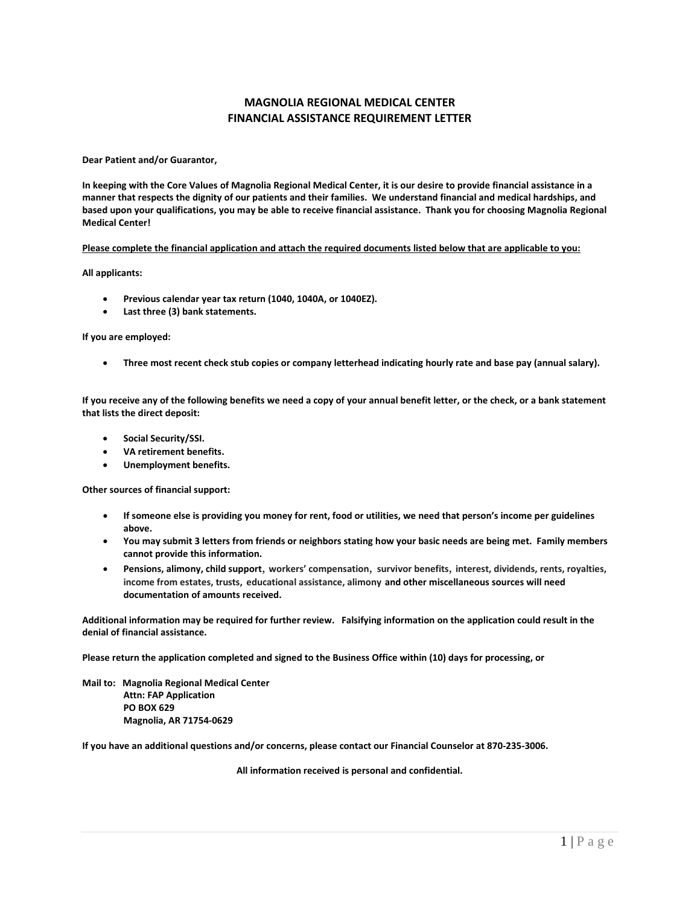# MAGNOLIA REGIONAL MEDICAL CENTER
# FINANCIAL ASSISTANCE REQUIREMENT LETTER

**Dear Patient and/or Guarantor,**

**In keeping with the Core Values of Magnolia Regional Medical Center, it is our desire to provide financial assistance in a manner that respects the dignity of our patients and their families. We understand financial and medical hardships, and based upon your qualifications, you may be able to receive financial assistance. Thank you for choosing Magnolia Regional Medical Center!**

<u>**Please complete the financial application and attach the required documents listed below that are applicable to you:**</u>

**All applicants:**

- **Previous calendar year tax return (1040, 1040A, or 1040EZ).**
- **Last three (3) bank statements.**

**If you are employed:**

- **Three most recent check stub copies or company letterhead indicating hourly rate and base pay (annual salary).**

**If you receive any of the following benefits we need a copy of your annual benefit letter, or the check, or a bank statement that lists the direct deposit:**

- **Social Security/SSI.**
- **VA retirement benefits.**
- **Unemployment benefits.**

**Other sources of financial support:**

- **If someone else is providing you money for rent, food or utilities, we need that person's income per guidelines above.**
- **You may submit 3 letters from friends or neighbors stating how your basic needs are being met. Family members cannot provide this information.**
- **Pensions, alimony, child support, workers' compensation, survivor benefits, interest, dividends, rents, royalties, income from estates, trusts, educational assistance, alimony and other miscellaneous sources will need documentation of amounts received.**

**Additional information may be required for further review. Falsifying information on the application could result in the denial of financial assistance.**

**Please return the application completed and signed to the Business Office within (10) days for processing, or**

**Mail to: Magnolia Regional Medical Center**
**Attn: FAP Application**
**PO BOX 629**
**Magnolia, AR 71754-0629**

**If you have an additional questions and/or concerns, please contact our Financial Counselor at 870-235-3006.**

**All information received is personal and confidential.**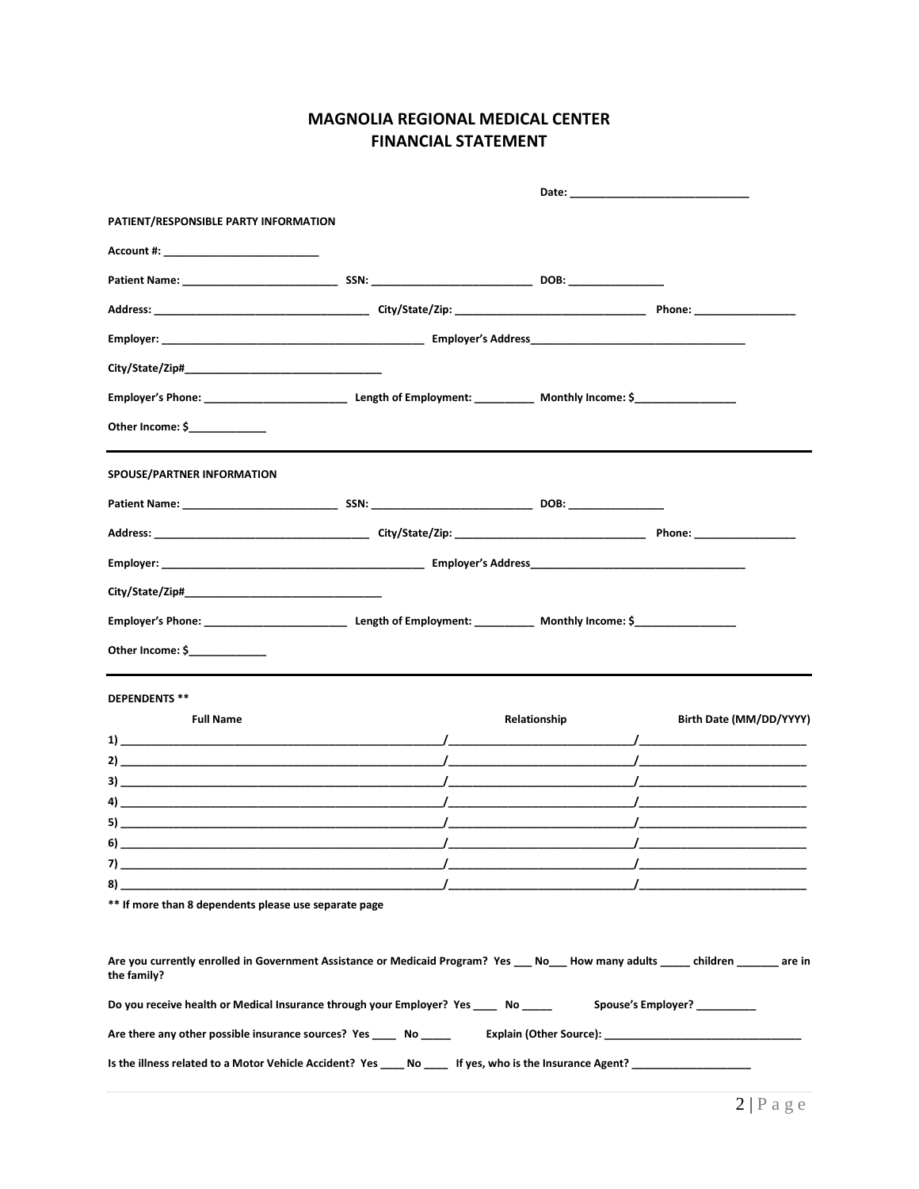# MAGNOLIA REGIONAL MEDICAL CENTER
## FINANCIAL STATEMENT

**Date:** ______________________________

**PATIENT/RESPONSIBLE PARTY INFORMATION**

**Account #:** __________________________

**Patient Name:** _________________________ **SSN:** ___________________________ **DOB:** ________________

**Address:** ___________________________________ **City/State/Zip:** ________________________________ **Phone:** _________________

**Employer:** ___________________________________________ **Employer's Address**___________________________________

**City/State/Zip#**_________________________________

**Employer's Phone:** ________________________ **Length of Employment:** __________ **Monthly Income: $**_________________

**Other Income: $**_____________

---

**SPOUSE/PARTNER INFORMATION**

**Patient Name:** _________________________ **SSN:** ___________________________ **DOB:** ________________

**Address:** ___________________________________ **City/State/Zip:** ________________________________ **Phone:** _________________

**Employer:** ___________________________________________ **Employer's Address**___________________________________

**City/State/Zip#**_________________________________

**Employer's Phone:** ________________________ **Length of Employment:** __________ **Monthly Income: $**_________________

**Other Income: $**_____________

---

**DEPENDENTS \*\***

| | Full Name | Relationship | Birth Date (MM/DD/YYYY) |
|---|---|---|---|
| 1) | | | |
| 2) | | | |
| 3) | | | |
| 4) | | | |
| 5) | | | |
| 6) | | | |
| 7) | | | |
| 8) | | | |

**\*\* If more than 8 dependents please use separate page**

**Are you currently enrolled in Government Assistance or Medicaid Program? Yes ___ No___ How many adults _____ children _______ are in the family?**

**Do you receive health or Medical Insurance through your Employer? Yes ____ No _____ Spouse's Employer? __________**

**Are there any other possible insurance sources? Yes ____ No _____ Explain (Other Source):** ________________________________

**Is the illness related to a Motor Vehicle Accident? Yes ____ No ____ If yes, who is the Insurance Agent?** ____________________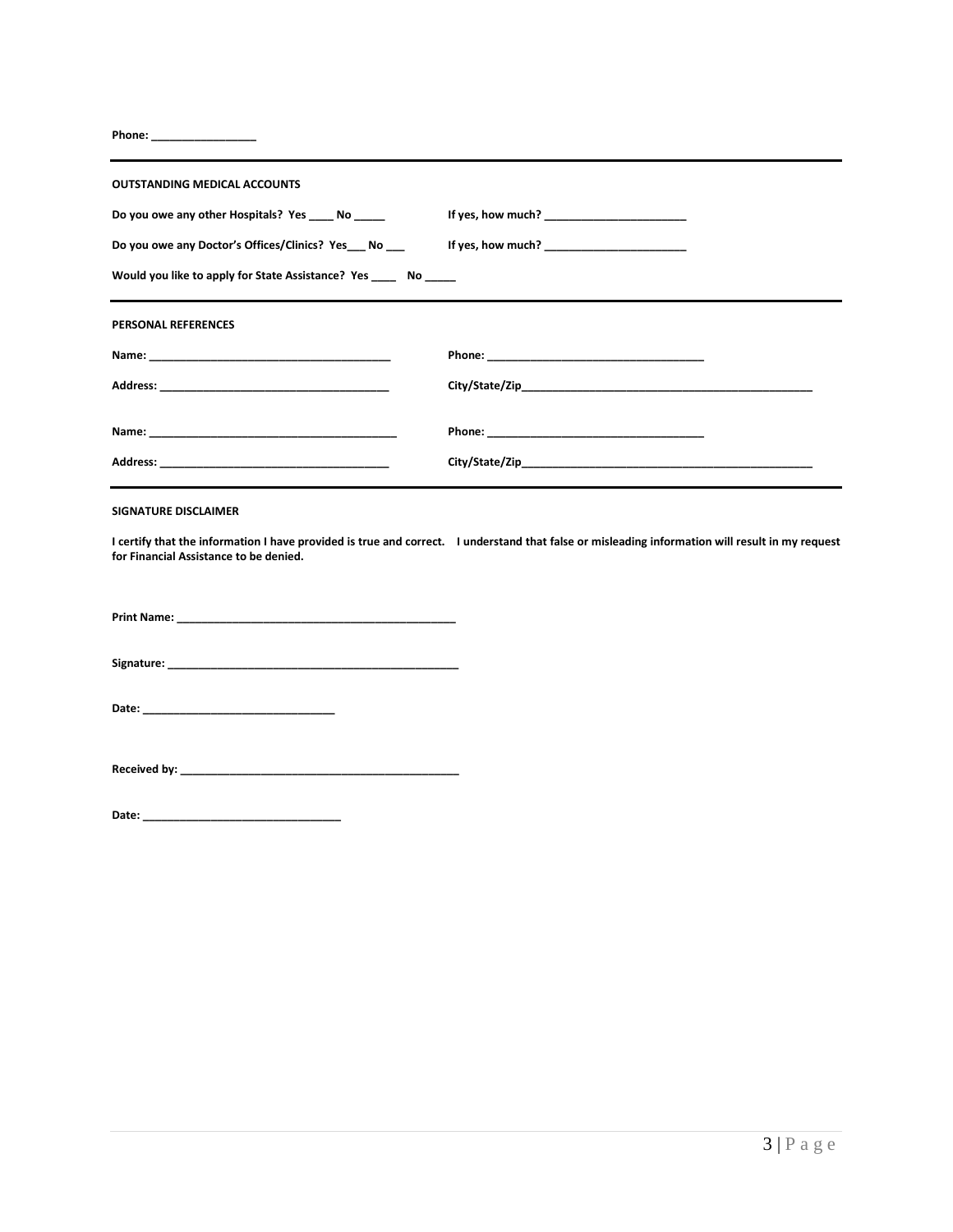**Phone: _________________**

---

**OUTSTANDING MEDICAL ACCOUNTS**

**Do you owe any other Hospitals? Yes ____ No _____** **If yes, how much? _______________________**

**Do you owe any Doctor's Offices/Clinics? Yes___ No ___** **If yes, how much? _______________________**

**Would you like to apply for State Assistance? Yes ____ No _____**

---

**PERSONAL REFERENCES**

**Name: ________________________________________** **Phone: ___________________________________**

**Address: ______________________________________** **City/State/Zip_______________________________________________**

**Name: _________________________________________** **Phone: ___________________________________**

**Address: ______________________________________** **City/State/Zip_______________________________________________**

---

**SIGNATURE DISCLAIMER**

**I certify that the information I have provided is true and correct. I understand that false or misleading information will result in my request for Financial Assistance to be denied.**

**Print Name: _______________________________________________**

**Signature: _________________________________________________**

**Date: _______________________________**

**Received by: _______________________________________________**

**Date: ________________________________**